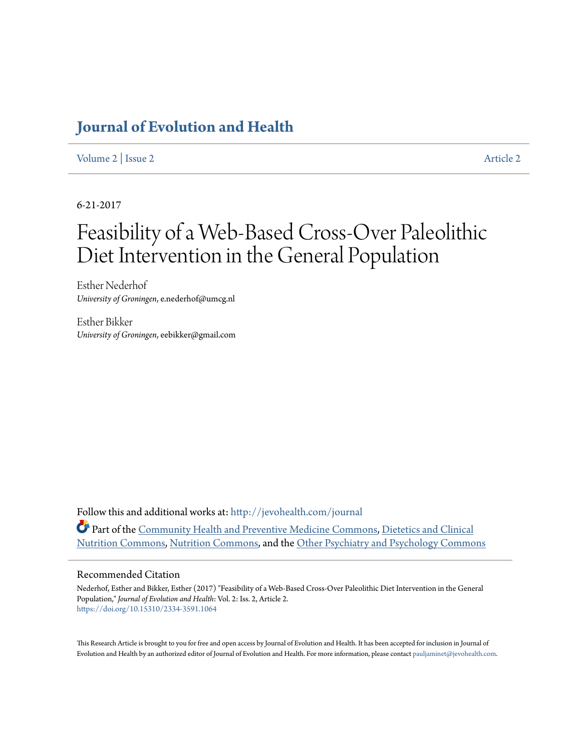# Journal of Evolution and Health

Volume 2 | Issue 2 Article 2

6-21-2017

# Feasibility of a Web-Based Cross-Over Paleolithic Diet Intervention in the General Population

Esther Nederhof
*University of Groningen*, e.nederhof@umcg.nl

Esther Bikker
*University of Groningen*, eebikker@gmail.com

Follow this and additional works at: http://jevohealth.com/journal

Part of the Community Health and Preventive Medicine Commons, Dietetics and Clinical Nutrition Commons, Nutrition Commons, and the Other Psychiatry and Psychology Commons

## Recommended Citation

Nederhof, Esther and Bikker, Esther (2017) "Feasibility of a Web-Based Cross-Over Paleolithic Diet Intervention in the General Population," *Journal of Evolution and Health*: Vol. 2: Iss. 2, Article 2.
https://doi.org/10.15310/2334-3591.1064

This Research Article is brought to you for free and open access by Journal of Evolution and Health. It has been accepted for inclusion in Journal of Evolution and Health by an authorized editor of Journal of Evolution and Health. For more information, please contact pauljaminet@jevohealth.com.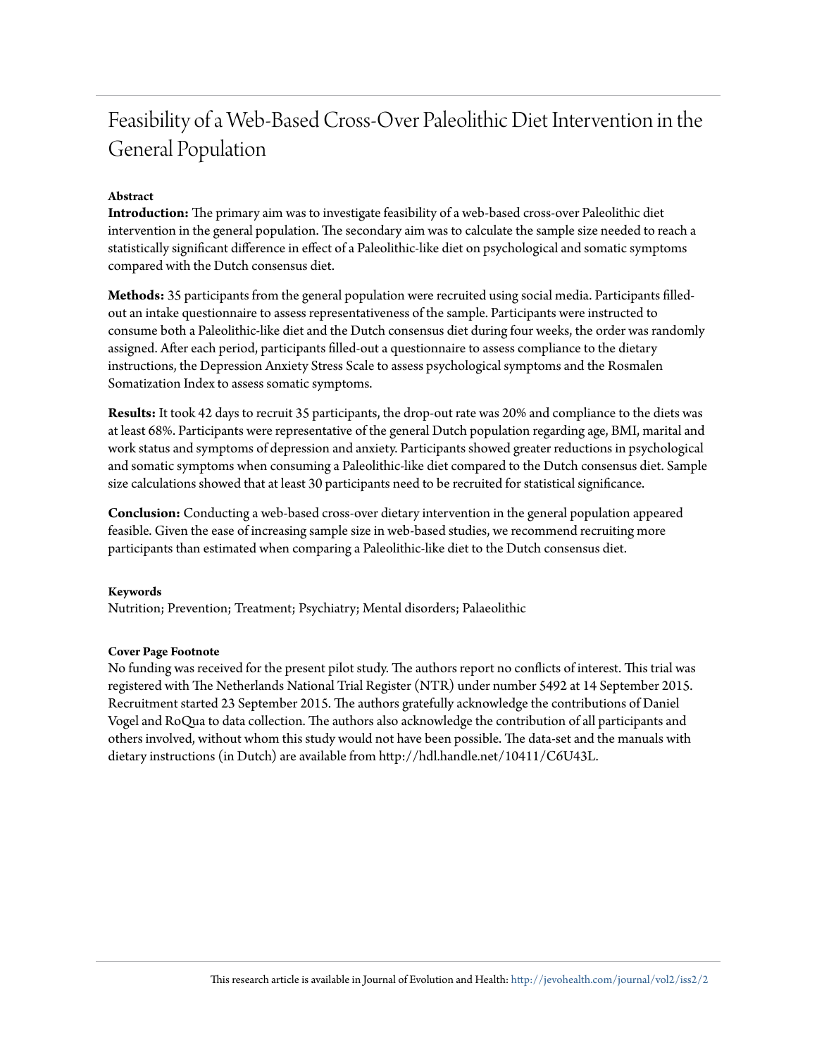# Feasibility of a Web-Based Cross-Over Paleolithic Diet Intervention in the General Population

**Abstract**

**Introduction:** The primary aim was to investigate feasibility of a web-based cross-over Paleolithic diet intervention in the general population. The secondary aim was to calculate the sample size needed to reach a statistically significant difference in effect of a Paleolithic-like diet on psychological and somatic symptoms compared with the Dutch consensus diet.

**Methods:** 35 participants from the general population were recruited using social media. Participants filled-out an intake questionnaire to assess representativeness of the sample. Participants were instructed to consume both a Paleolithic-like diet and the Dutch consensus diet during four weeks, the order was randomly assigned. After each period, participants filled-out a questionnaire to assess compliance to the dietary instructions, the Depression Anxiety Stress Scale to assess psychological symptoms and the Rosmalen Somatization Index to assess somatic symptoms.

**Results:** It took 42 days to recruit 35 participants, the drop-out rate was 20% and compliance to the diets was at least 68%. Participants were representative of the general Dutch population regarding age, BMI, marital and work status and symptoms of depression and anxiety. Participants showed greater reductions in psychological and somatic symptoms when consuming a Paleolithic-like diet compared to the Dutch consensus diet. Sample size calculations showed that at least 30 participants need to be recruited for statistical significance.

**Conclusion:** Conducting a web-based cross-over dietary intervention in the general population appeared feasible. Given the ease of increasing sample size in web-based studies, we recommend recruiting more participants than estimated when comparing a Paleolithic-like diet to the Dutch consensus diet.

**Keywords**

Nutrition; Prevention; Treatment; Psychiatry; Mental disorders; Palaeolithic

**Cover Page Footnote**

No funding was received for the present pilot study. The authors report no conflicts of interest. This trial was registered with The Netherlands National Trial Register (NTR) under number 5492 at 14 September 2015. Recruitment started 23 September 2015. The authors gratefully acknowledge the contributions of Daniel Vogel and RoQua to data collection. The authors also acknowledge the contribution of all participants and others involved, without whom this study would not have been possible. The data-set and the manuals with dietary instructions (in Dutch) are available from http://hdl.handle.net/10411/C6U43L.

This research article is available in Journal of Evolution and Health: http://jevohealth.com/journal/vol2/iss2/2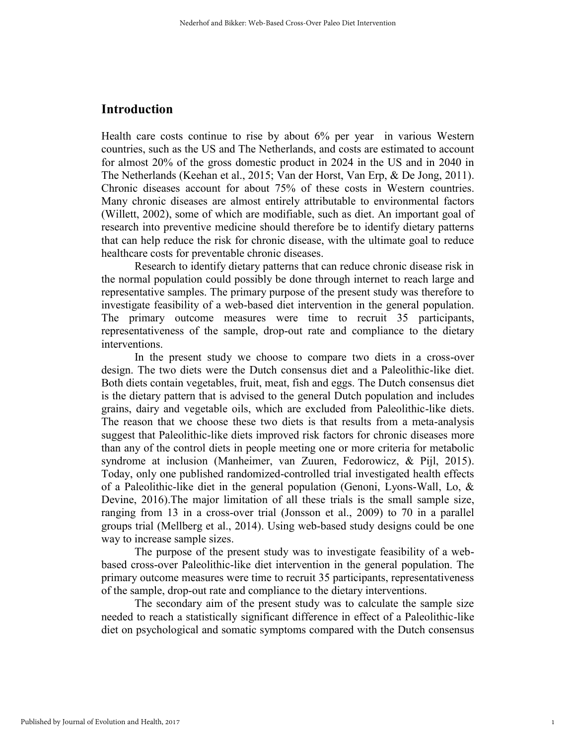## Introduction

Health care costs continue to rise by about 6% per year in various Western countries, such as the US and The Netherlands, and costs are estimated to account for almost 20% of the gross domestic product in 2024 in the US and in 2040 in The Netherlands (Keehan et al., 2015; Van der Horst, Van Erp, & De Jong, 2011). Chronic diseases account for about 75% of these costs in Western countries. Many chronic diseases are almost entirely attributable to environmental factors (Willett, 2002), some of which are modifiable, such as diet. An important goal of research into preventive medicine should therefore be to identify dietary patterns that can help reduce the risk for chronic disease, with the ultimate goal to reduce healthcare costs for preventable chronic diseases.

Research to identify dietary patterns that can reduce chronic disease risk in the normal population could possibly be done through internet to reach large and representative samples. The primary purpose of the present study was therefore to investigate feasibility of a web-based diet intervention in the general population. The primary outcome measures were time to recruit 35 participants, representativeness of the sample, drop-out rate and compliance to the dietary interventions.

In the present study we choose to compare two diets in a cross-over design. The two diets were the Dutch consensus diet and a Paleolithic-like diet. Both diets contain vegetables, fruit, meat, fish and eggs. The Dutch consensus diet is the dietary pattern that is advised to the general Dutch population and includes grains, dairy and vegetable oils, which are excluded from Paleolithic-like diets. The reason that we choose these two diets is that results from a meta-analysis suggest that Paleolithic-like diets improved risk factors for chronic diseases more than any of the control diets in people meeting one or more criteria for metabolic syndrome at inclusion (Manheimer, van Zuuren, Fedorowicz, & Pijl, 2015). Today, only one published randomized-controlled trial investigated health effects of a Paleolithic-like diet in the general population (Genoni, Lyons-Wall, Lo, & Devine, 2016).The major limitation of all these trials is the small sample size, ranging from 13 in a cross-over trial (Jonsson et al., 2009) to 70 in a parallel groups trial (Mellberg et al., 2014). Using web-based study designs could be one way to increase sample sizes.

The purpose of the present study was to investigate feasibility of a web-based cross-over Paleolithic-like diet intervention in the general population. The primary outcome measures were time to recruit 35 participants, representativeness of the sample, drop-out rate and compliance to the dietary interventions.

The secondary aim of the present study was to calculate the sample size needed to reach a statistically significant difference in effect of a Paleolithic-like diet on psychological and somatic symptoms compared with the Dutch consensus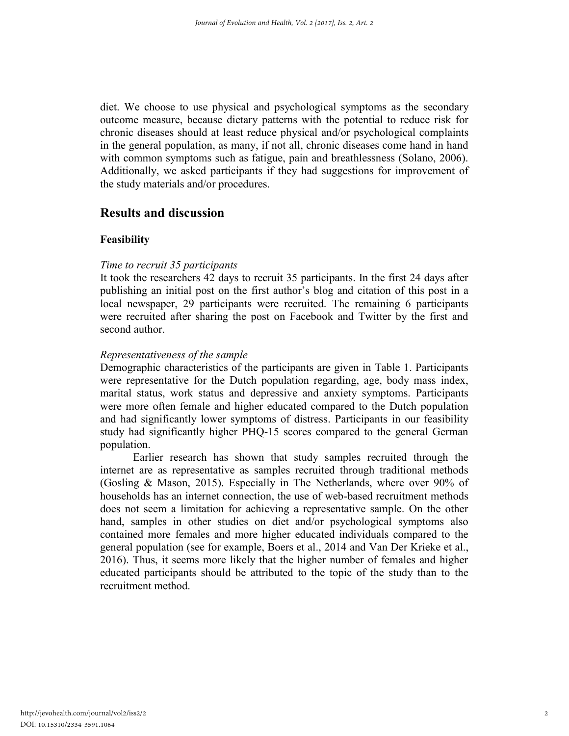diet. We choose to use physical and psychological symptoms as the secondary outcome measure, because dietary patterns with the potential to reduce risk for chronic diseases should at least reduce physical and/or psychological complaints in the general population, as many, if not all, chronic diseases come hand in hand with common symptoms such as fatigue, pain and breathlessness (Solano, 2006). Additionally, we asked participants if they had suggestions for improvement of the study materials and/or procedures.

## Results and discussion

### Feasibility

*Time to recruit 35 participants*

It took the researchers 42 days to recruit 35 participants. In the first 24 days after publishing an initial post on the first author's blog and citation of this post in a local newspaper, 29 participants were recruited. The remaining 6 participants were recruited after sharing the post on Facebook and Twitter by the first and second author.

*Representativeness of the sample*

Demographic characteristics of the participants are given in Table 1. Participants were representative for the Dutch population regarding, age, body mass index, marital status, work status and depressive and anxiety symptoms. Participants were more often female and higher educated compared to the Dutch population and had significantly lower symptoms of distress. Participants in our feasibility study had significantly higher PHQ-15 scores compared to the general German population.

Earlier research has shown that study samples recruited through the internet are as representative as samples recruited through traditional methods (Gosling & Mason, 2015). Especially in The Netherlands, where over 90% of households has an internet connection, the use of web-based recruitment methods does not seem a limitation for achieving a representative sample. On the other hand, samples in other studies on diet and/or psychological symptoms also contained more females and more higher educated individuals compared to the general population (see for example, Boers et al., 2014 and Van Der Krieke et al., 2016). Thus, it seems more likely that the higher number of females and higher educated participants should be attributed to the topic of the study than to the recruitment method.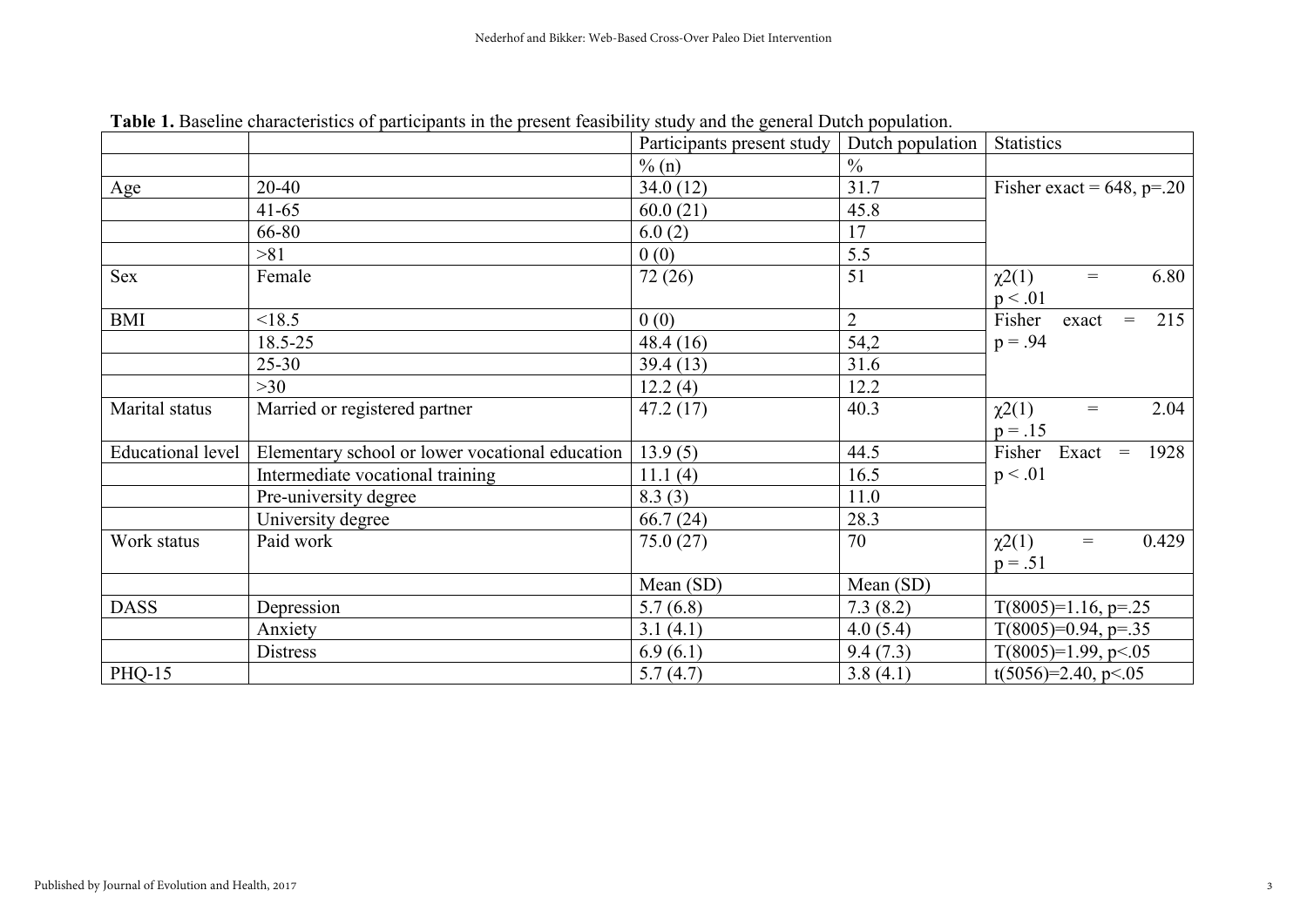**Table 1.** Baseline characteristics of participants in the present feasibility study and the general Dutch population.

| | | Participants present study | Dutch population | Statistics |
|---|---|---|---|---|
| | | % (n) | % | |
| Age | 20-40 | 34.0 (12) | 31.7 | Fisher exact = 648, p=.20 |
| | 41-65 | 60.0 (21) | 45.8 | |
| | 66-80 | 6.0 (2) | 17 | |
| | >81 | 0 (0) | 5.5 | |
| Sex | Female | 72 (26) | 51 | $\chi2(1) = 6.80$ $p < .01$ |
| BMI | <18.5 | 0 (0) | 2 | Fisher exact = 215 p = .94 |
| | 18.5-25 | 48.4 (16) | 54,2 | |
| | 25-30 | 39.4 (13) | 31.6 | |
| | >30 | 12.2 (4) | 12.2 | |
| Marital status | Married or registered partner | 47.2 (17) | 40.3 | $\chi2(1) = 2.04$ $p = .15$ |
| Educational level | Elementary school or lower vocational education | 13.9 (5) | 44.5 | Fisher Exact = 1928 p < .01 |
| | Intermediate vocational training | 11.1 (4) | 16.5 | |
| | Pre-university degree | 8.3 (3) | 11.0 | |
| | University degree | 66.7 (24) | 28.3 | |
| Work status | Paid work | 75.0 (27) | 70 | $\chi2(1) = 0.429$ $p = .51$ |
| | | Mean (SD) | Mean (SD) | |
| DASS | Depression | 5.7 (6.8) | 7.3 (8.2) | $T(8005)=1.16$, $p=.25$ |
| | Anxiety | 3.1 (4.1) | 4.0 (5.4) | $T(8005)=0.94$, $p=.35$ |
| | Distress | 6.9 (6.1) | 9.4 (7.3) | $T(8005)=1.99$, $p<.05$ |
| PHQ-15 | | 5.7 (4.7) | 3.8 (4.1) | $t(5056)=2.40$, $p<.05$ |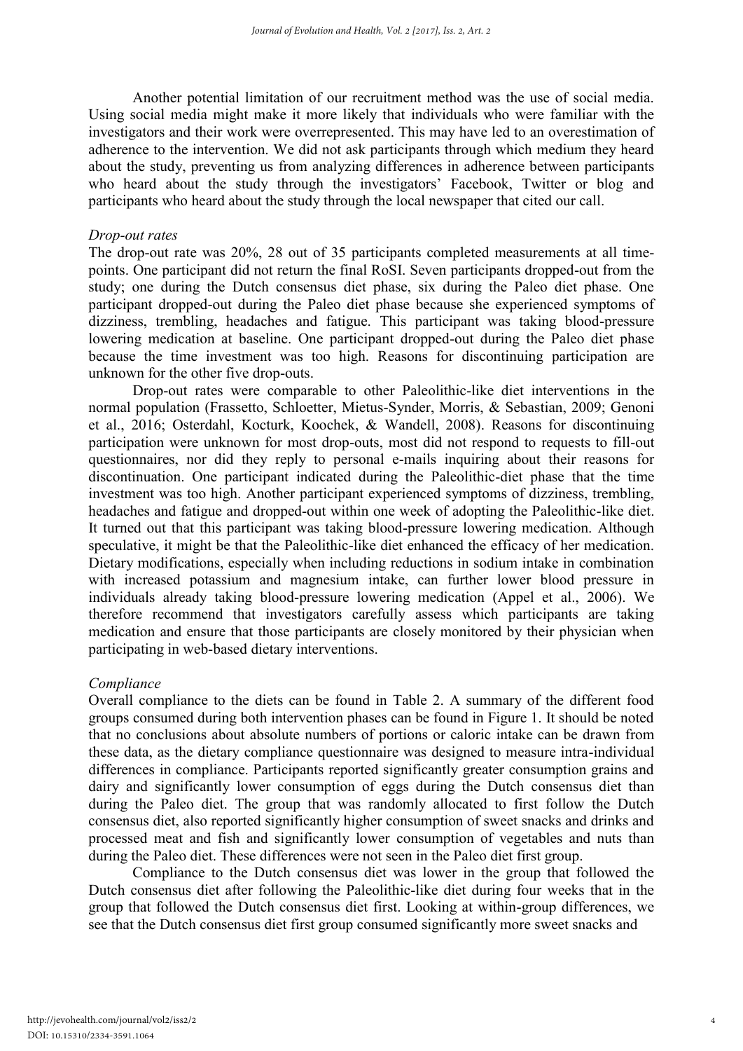Another potential limitation of our recruitment method was the use of social media. Using social media might make it more likely that individuals who were familiar with the investigators and their work were overrepresented. This may have led to an overestimation of adherence to the intervention. We did not ask participants through which medium they heard about the study, preventing us from analyzing differences in adherence between participants who heard about the study through the investigators' Facebook, Twitter or blog and participants who heard about the study through the local newspaper that cited our call.

### *Drop-out rates*

The drop-out rate was 20%, 28 out of 35 participants completed measurements at all time-points. One participant did not return the final RoSI. Seven participants dropped-out from the study; one during the Dutch consensus diet phase, six during the Paleo diet phase. One participant dropped-out during the Paleo diet phase because she experienced symptoms of dizziness, trembling, headaches and fatigue. This participant was taking blood-pressure lowering medication at baseline. One participant dropped-out during the Paleo diet phase because the time investment was too high. Reasons for discontinuing participation are unknown for the other five drop-outs.

Drop-out rates were comparable to other Paleolithic-like diet interventions in the normal population (Frassetto, Schloetter, Mietus-Synder, Morris, & Sebastian, 2009; Genoni et al., 2016; Osterdahl, Kocturk, Koochek, & Wandell, 2008). Reasons for discontinuing participation were unknown for most drop-outs, most did not respond to requests to fill-out questionnaires, nor did they reply to personal e-mails inquiring about their reasons for discontinuation. One participant indicated during the Paleolithic-diet phase that the time investment was too high. Another participant experienced symptoms of dizziness, trembling, headaches and fatigue and dropped-out within one week of adopting the Paleolithic-like diet. It turned out that this participant was taking blood-pressure lowering medication. Although speculative, it might be that the Paleolithic-like diet enhanced the efficacy of her medication. Dietary modifications, especially when including reductions in sodium intake in combination with increased potassium and magnesium intake, can further lower blood pressure in individuals already taking blood-pressure lowering medication (Appel et al., 2006). We therefore recommend that investigators carefully assess which participants are taking medication and ensure that those participants are closely monitored by their physician when participating in web-based dietary interventions.

### *Compliance*

Overall compliance to the diets can be found in Table 2. A summary of the different food groups consumed during both intervention phases can be found in Figure 1. It should be noted that no conclusions about absolute numbers of portions or caloric intake can be drawn from these data, as the dietary compliance questionnaire was designed to measure intra-individual differences in compliance. Participants reported significantly greater consumption grains and dairy and significantly lower consumption of eggs during the Dutch consensus diet than during the Paleo diet. The group that was randomly allocated to first follow the Dutch consensus diet, also reported significantly higher consumption of sweet snacks and drinks and processed meat and fish and significantly lower consumption of vegetables and nuts than during the Paleo diet. These differences were not seen in the Paleo diet first group.

Compliance to the Dutch consensus diet was lower in the group that followed the Dutch consensus diet after following the Paleolithic-like diet during four weeks that in the group that followed the Dutch consensus diet first. Looking at within-group differences, we see that the Dutch consensus diet first group consumed significantly more sweet snacks and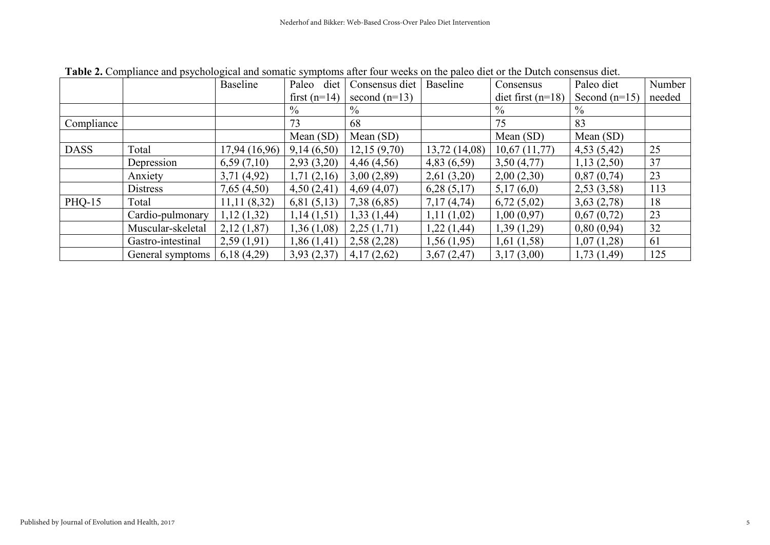**Table 2.** Compliance and psychological and somatic symptoms after four weeks on the paleo diet or the Dutch consensus diet.

| | | Baseline | Paleo diet first (n=14) | Consensus diet second (n=13) | Baseline | Consensus diet first (n=18) | Paleo diet Second (n=15) | Number needed |
|---|---|---|---|---|---|---|---|---|
| | | | % | % | | % | % | |
| Compliance | | | 73 | 68 | | 75 | 83 | |
| | | | Mean (SD) | Mean (SD) | | Mean (SD) | Mean (SD) | |
| DASS | Total | 17,94 (16,96) | 9,14 (6,50) | 12,15 (9,70) | 13,72 (14,08) | 10,67 (11,77) | 4,53 (5,42) | 25 |
| | Depression | 6,59 (7,10) | 2,93 (3,20) | 4,46 (4,56) | 4,83 (6,59) | 3,50 (4,77) | 1,13 (2,50) | 37 |
| | Anxiety | 3,71 (4,92) | 1,71 (2,16) | 3,00 (2,89) | 2,61 (3,20) | 2,00 (2,30) | 0,87 (0,74) | 23 |
| | Distress | 7,65 (4,50) | 4,50 (2,41) | 4,69 (4,07) | 6,28 (5,17) | 5,17 (6,0) | 2,53 (3,58) | 113 |
| PHQ-15 | Total | 11,11 (8,32) | 6,81 (5,13) | 7,38 (6,85) | 7,17 (4,74) | 6,72 (5,02) | 3,63 (2,78) | 18 |
| | Cardio-pulmonary | 1,12 (1,32) | 1,14 (1,51) | 1,33 (1,44) | 1,11 (1,02) | 1,00 (0,97) | 0,67 (0,72) | 23 |
| | Muscular-skeletal | 2,12 (1,87) | 1,36 (1,08) | 2,25 (1,71) | 1,22 (1,44) | 1,39 (1,29) | 0,80 (0,94) | 32 |
| | Gastro-intestinal | 2,59 (1,91) | 1,86 (1,41) | 2,58 (2,28) | 1,56 (1,95) | 1,61 (1,58) | 1,07 (1,28) | 61 |
| | General symptoms | 6,18 (4,29) | 3,93 (2,37) | 4,17 (2,62) | 3,67 (2,47) | 3,17 (3,00) | 1,73 (1,49) | 125 |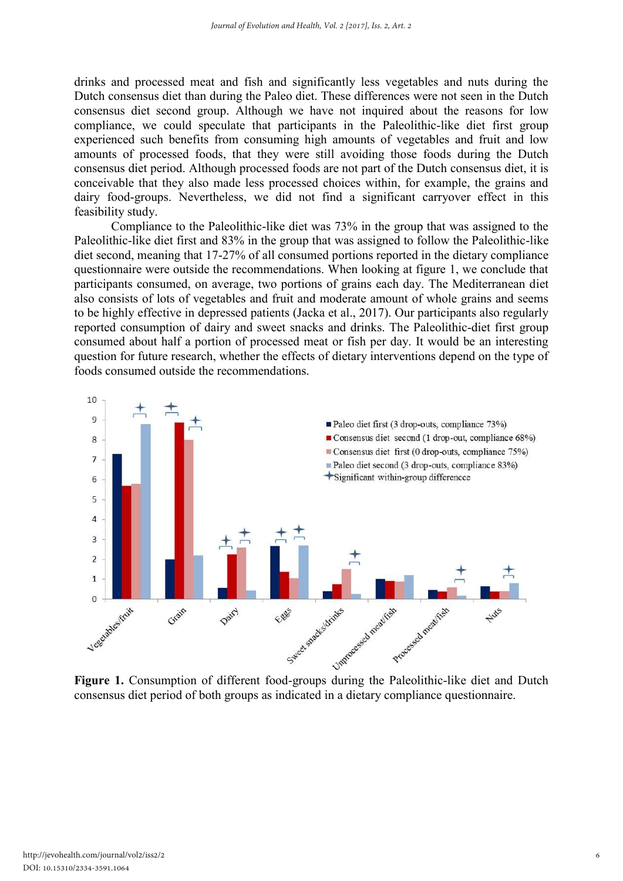drinks and processed meat and fish and significantly less vegetables and nuts during the Dutch consensus diet than during the Paleo diet. These differences were not seen in the Dutch consensus diet second group. Although we have not inquired about the reasons for low compliance, we could speculate that participants in the Paleolithic-like diet first group experienced such benefits from consuming high amounts of vegetables and fruit and low amounts of processed foods, that they were still avoiding those foods during the Dutch consensus diet period. Although processed foods are not part of the Dutch consensus diet, it is conceivable that they also made less processed choices within, for example, the grains and dairy food-groups. Nevertheless, we did not find a significant carryover effect in this feasibility study.

Compliance to the Paleolithic-like diet was 73% in the group that was assigned to the Paleolithic-like diet first and 83% in the group that was assigned to follow the Paleolithic-like diet second, meaning that 17-27% of all consumed portions reported in the dietary compliance questionnaire were outside the recommendations. When looking at figure 1, we conclude that participants consumed, on average, two portions of grains each day. The Mediterranean diet also consists of lots of vegetables and fruit and moderate amount of whole grains and seems to be highly effective in depressed patients (Jacka et al., 2017). Our participants also regularly reported consumption of dairy and sweet snacks and drinks. The Paleolithic-diet first group consumed about half a portion of processed meat or fish per day. It would be an interesting question for future research, whether the effects of dietary interventions depend on the type of foods consumed outside the recommendations.

**Figure 1.** Consumption of different food-groups during the Paleolithic-like diet and Dutch consensus diet period of both groups as indicated in a dietary compliance questionnaire.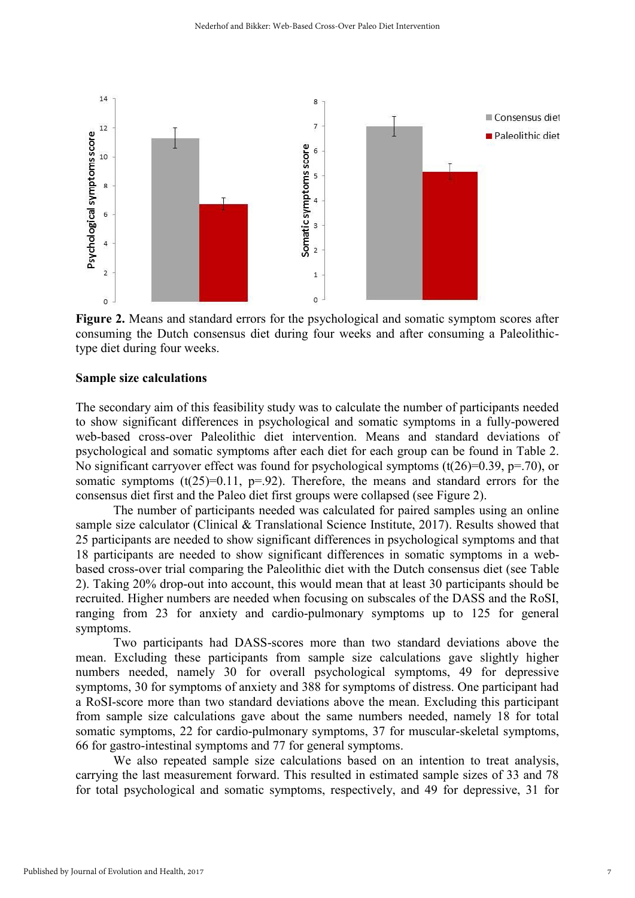**Figure 2.** Means and standard errors for the psychological and somatic symptom scores after consuming the Dutch consensus diet during four weeks and after consuming a Paleolithic-type diet during four weeks.

**Sample size calculations**

The secondary aim of this feasibility study was to calculate the number of participants needed to show significant differences in psychological and somatic symptoms in a fully-powered web-based cross-over Paleolithic diet intervention. Means and standard deviations of psychological and somatic symptoms after each diet for each group can be found in Table 2. No significant carryover effect was found for psychological symptoms ($t(26)=0.39$, $p=.70$), or somatic symptoms ($t(25)=0.11$, $p=.92$). Therefore, the means and standard errors for the consensus diet first and the Paleo diet first groups were collapsed (see Figure 2).

The number of participants needed was calculated for paired samples using an online sample size calculator (Clinical & Translational Science Institute, 2017). Results showed that 25 participants are needed to show significant differences in psychological symptoms and that 18 participants are needed to show significant differences in somatic symptoms in a web-based cross-over trial comparing the Paleolithic diet with the Dutch consensus diet (see Table 2). Taking 20% drop-out into account, this would mean that at least 30 participants should be recruited. Higher numbers are needed when focusing on subscales of the DASS and the RoSI, ranging from 23 for anxiety and cardio-pulmonary symptoms up to 125 for general symptoms.

Two participants had DASS-scores more than two standard deviations above the mean. Excluding these participants from sample size calculations gave slightly higher numbers needed, namely 30 for overall psychological symptoms, 49 for depressive symptoms, 30 for symptoms of anxiety and 388 for symptoms of distress. One participant had a RoSI-score more than two standard deviations above the mean. Excluding this participant from sample size calculations gave about the same numbers needed, namely 18 for total somatic symptoms, 22 for cardio-pulmonary symptoms, 37 for muscular-skeletal symptoms, 66 for gastro-intestinal symptoms and 77 for general symptoms.

We also repeated sample size calculations based on an intention to treat analysis, carrying the last measurement forward. This resulted in estimated sample sizes of 33 and 78 for total psychological and somatic symptoms, respectively, and 49 for depressive, 31 for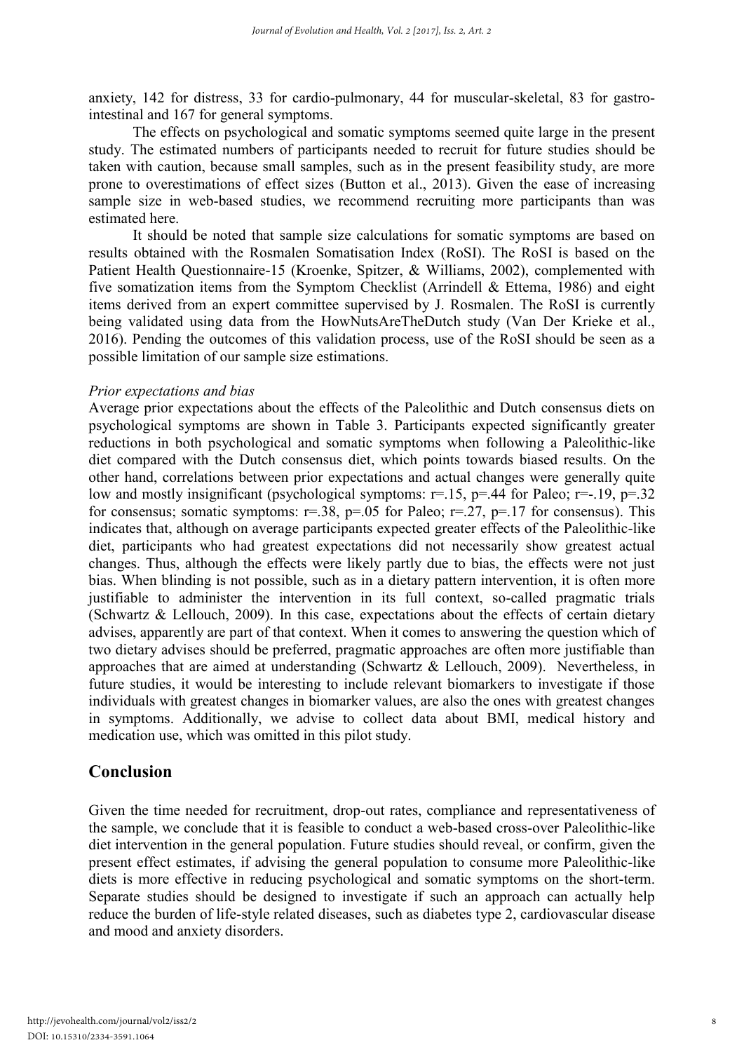anxiety, 142 for distress, 33 for cardio-pulmonary, 44 for muscular-skeletal, 83 for gastro-intestinal and 167 for general symptoms.

The effects on psychological and somatic symptoms seemed quite large in the present study. The estimated numbers of participants needed to recruit for future studies should be taken with caution, because small samples, such as in the present feasibility study, are more prone to overestimations of effect sizes (Button et al., 2013). Given the ease of increasing sample size in web-based studies, we recommend recruiting more participants than was estimated here.

It should be noted that sample size calculations for somatic symptoms are based on results obtained with the Rosmalen Somatisation Index (RoSI). The RoSI is based on the Patient Health Questionnaire-15 (Kroenke, Spitzer, & Williams, 2002), complemented with five somatization items from the Symptom Checklist (Arrindell & Ettema, 1986) and eight items derived from an expert committee supervised by J. Rosmalen. The RoSI is currently being validated using data from the HowNutsAreTheDutch study (Van Der Krieke et al., 2016). Pending the outcomes of this validation process, use of the RoSI should be seen as a possible limitation of our sample size estimations.

*Prior expectations and bias*

Average prior expectations about the effects of the Paleolithic and Dutch consensus diets on psychological symptoms are shown in Table 3. Participants expected significantly greater reductions in both psychological and somatic symptoms when following a Paleolithic-like diet compared with the Dutch consensus diet, which points towards biased results. On the other hand, correlations between prior expectations and actual changes were generally quite low and mostly insignificant (psychological symptoms: $r=.15$, $p=.44$ for Paleo; $r=-.19$, $p=.32$ for consensus; somatic symptoms: $r=.38$, $p=.05$ for Paleo; $r=.27$, $p=.17$ for consensus). This indicates that, although on average participants expected greater effects of the Paleolithic-like diet, participants who had greatest expectations did not necessarily show greatest actual changes. Thus, although the effects were likely partly due to bias, the effects were not just bias. When blinding is not possible, such as in a dietary pattern intervention, it is often more justifiable to administer the intervention in its full context, so-called pragmatic trials (Schwartz & Lellouch, 2009). In this case, expectations about the effects of certain dietary advises, apparently are part of that context. When it comes to answering the question which of two dietary advises should be preferred, pragmatic approaches are often more justifiable than approaches that are aimed at understanding (Schwartz & Lellouch, 2009). Nevertheless, in future studies, it would be interesting to include relevant biomarkers to investigate if those individuals with greatest changes in biomarker values, are also the ones with greatest changes in symptoms. Additionally, we advise to collect data about BMI, medical history and medication use, which was omitted in this pilot study.

## Conclusion

Given the time needed for recruitment, drop-out rates, compliance and representativeness of the sample, we conclude that it is feasible to conduct a web-based cross-over Paleolithic-like diet intervention in the general population. Future studies should reveal, or confirm, given the present effect estimates, if advising the general population to consume more Paleolithic-like diets is more effective in reducing psychological and somatic symptoms on the short-term. Separate studies should be designed to investigate if such an approach can actually help reduce the burden of life-style related diseases, such as diabetes type 2, cardiovascular disease and mood and anxiety disorders.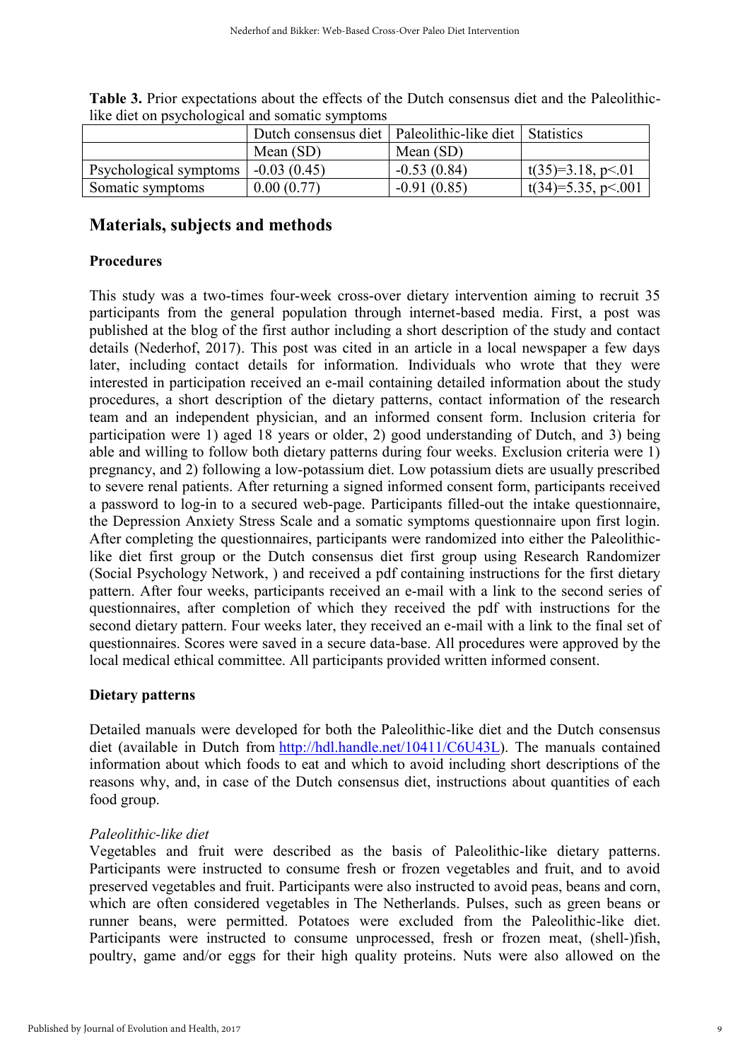**Table 3.** Prior expectations about the effects of the Dutch consensus diet and the Paleolithic-like diet on psychological and somatic symptoms

| | Dutch consensus diet | Paleolithic-like diet | Statistics |
|---|---|---|---|
| | Mean (SD) | Mean (SD) | |
| Psychological symptoms | -0.03 (0.45) | -0.53 (0.84) | $t(35)=3.18$, $p<.01$ |
| Somatic symptoms | 0.00 (0.77) | -0.91 (0.85) | $t(34)=5.35$, $p<.001$ |

## Materials, subjects and methods

### Procedures

This study was a two-times four-week cross-over dietary intervention aiming to recruit 35 participants from the general population through internet-based media. First, a post was published at the blog of the first author including a short description of the study and contact details (Nederhof, 2017). This post was cited in an article in a local newspaper a few days later, including contact details for information. Individuals who wrote that they were interested in participation received an e-mail containing detailed information about the study procedures, a short description of the dietary patterns, contact information of the research team and an independent physician, and an informed consent form. Inclusion criteria for participation were 1) aged 18 years or older, 2) good understanding of Dutch, and 3) being able and willing to follow both dietary patterns during four weeks. Exclusion criteria were 1) pregnancy, and 2) following a low-potassium diet. Low potassium diets are usually prescribed to severe renal patients. After returning a signed informed consent form, participants received a password to log-in to a secured web-page. Participants filled-out the intake questionnaire, the Depression Anxiety Stress Scale and a somatic symptoms questionnaire upon first login. After completing the questionnaires, participants were randomized into either the Paleolithic-like diet first group or the Dutch consensus diet first group using Research Randomizer (Social Psychology Network, ) and received a pdf containing instructions for the first dietary pattern. After four weeks, participants received an e-mail with a link to the second series of questionnaires, after completion of which they received the pdf with instructions for the second dietary pattern. Four weeks later, they received an e-mail with a link to the final set of questionnaires. Scores were saved in a secure data-base. All procedures were approved by the local medical ethical committee. All participants provided written informed consent.

### Dietary patterns

Detailed manuals were developed for both the Paleolithic-like diet and the Dutch consensus diet (available in Dutch from http://hdl.handle.net/10411/C6U43L). The manuals contained information about which foods to eat and which to avoid including short descriptions of the reasons why, and, in case of the Dutch consensus diet, instructions about quantities of each food group.

*Paleolithic-like diet*

Vegetables and fruit were described as the basis of Paleolithic-like dietary patterns. Participants were instructed to consume fresh or frozen vegetables and fruit, and to avoid preserved vegetables and fruit. Participants were also instructed to avoid peas, beans and corn, which are often considered vegetables in The Netherlands. Pulses, such as green beans or runner beans, were permitted. Potatoes were excluded from the Paleolithic-like diet. Participants were instructed to consume unprocessed, fresh or frozen meat, (shell-)fish, poultry, game and/or eggs for their high quality proteins. Nuts were also allowed on the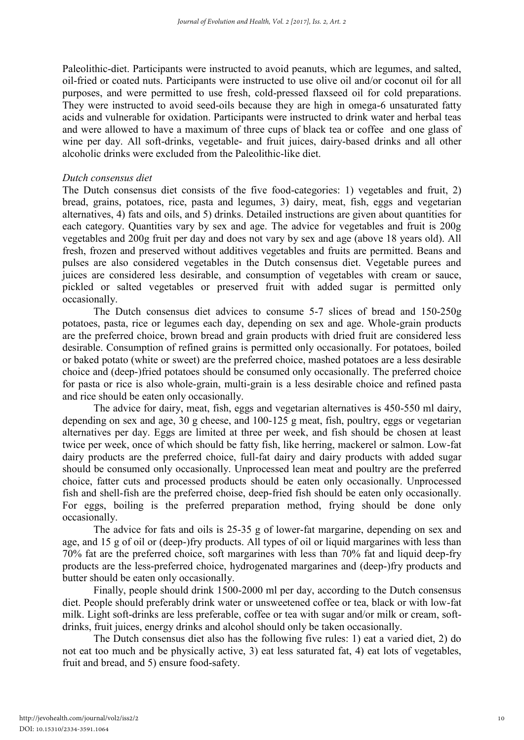Paleolithic-diet. Participants were instructed to avoid peanuts, which are legumes, and salted, oil-fried or coated nuts. Participants were instructed to use olive oil and/or coconut oil for all purposes, and were permitted to use fresh, cold-pressed flaxseed oil for cold preparations. They were instructed to avoid seed-oils because they are high in omega-6 unsaturated fatty acids and vulnerable for oxidation. Participants were instructed to drink water and herbal teas and were allowed to have a maximum of three cups of black tea or coffee and one glass of wine per day. All soft-drinks, vegetable- and fruit juices, dairy-based drinks and all other alcoholic drinks were excluded from the Paleolithic-like diet.

*Dutch consensus diet*

The Dutch consensus diet consists of the five food-categories: 1) vegetables and fruit, 2) bread, grains, potatoes, rice, pasta and legumes, 3) dairy, meat, fish, eggs and vegetarian alternatives, 4) fats and oils, and 5) drinks. Detailed instructions are given about quantities for each category. Quantities vary by sex and age. The advice for vegetables and fruit is 200g vegetables and 200g fruit per day and does not vary by sex and age (above 18 years old). All fresh, frozen and preserved without additives vegetables and fruits are permitted. Beans and pulses are also considered vegetables in the Dutch consensus diet. Vegetable purees and juices are considered less desirable, and consumption of vegetables with cream or sauce, pickled or salted vegetables or preserved fruit with added sugar is permitted only occasionally.

The Dutch consensus diet advices to consume 5-7 slices of bread and 150-250g potatoes, pasta, rice or legumes each day, depending on sex and age. Whole-grain products are the preferred choice, brown bread and grain products with dried fruit are considered less desirable. Consumption of refined grains is permitted only occasionally. For potatoes, boiled or baked potato (white or sweet) are the preferred choice, mashed potatoes are a less desirable choice and (deep-)fried potatoes should be consumed only occasionally. The preferred choice for pasta or rice is also whole-grain, multi-grain is a less desirable choice and refined pasta and rice should be eaten only occasionally.

The advice for dairy, meat, fish, eggs and vegetarian alternatives is 450-550 ml dairy, depending on sex and age, 30 g cheese, and 100-125 g meat, fish, poultry, eggs or vegetarian alternatives per day. Eggs are limited at three per week, and fish should be chosen at least twice per week, once of which should be fatty fish, like herring, mackerel or salmon. Low-fat dairy products are the preferred choice, full-fat dairy and dairy products with added sugar should be consumed only occasionally. Unprocessed lean meat and poultry are the preferred choice, fatter cuts and processed products should be eaten only occasionally. Unprocessed fish and shell-fish are the preferred choise, deep-fried fish should be eaten only occasionally. For eggs, boiling is the preferred preparation method, frying should be done only occasionally.

The advice for fats and oils is 25-35 g of lower-fat margarine, depending on sex and age, and 15 g of oil or (deep-)fry products. All types of oil or liquid margarines with less than 70% fat are the preferred choice, soft margarines with less than 70% fat and liquid deep-fry products are the less-preferred choice, hydrogenated margarines and (deep-)fry products and butter should be eaten only occasionally.

Finally, people should drink 1500-2000 ml per day, according to the Dutch consensus diet. People should preferably drink water or unsweetened coffee or tea, black or with low-fat milk. Light soft-drinks are less preferable, coffee or tea with sugar and/or milk or cream, soft-drinks, fruit juices, energy drinks and alcohol should only be taken occasionally.

The Dutch consensus diet also has the following five rules: 1) eat a varied diet, 2) do not eat too much and be physically active, 3) eat less saturated fat, 4) eat lots of vegetables, fruit and bread, and 5) ensure food-safety.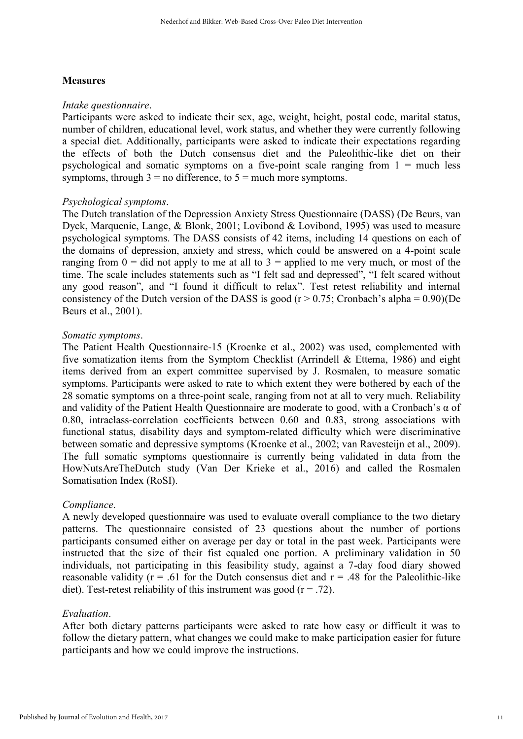## Measures

*Intake questionnaire*.

Participants were asked to indicate their sex, age, weight, height, postal code, marital status, number of children, educational level, work status, and whether they were currently following a special diet. Additionally, participants were asked to indicate their expectations regarding the effects of both the Dutch consensus diet and the Paleolithic-like diet on their psychological and somatic symptoms on a five-point scale ranging from 1 = much less symptoms, through 3 = no difference, to 5 = much more symptoms.

*Psychological symptoms*.

The Dutch translation of the Depression Anxiety Stress Questionnaire (DASS) (De Beurs, van Dyck, Marquenie, Lange, & Blonk, 2001; Lovibond & Lovibond, 1995) was used to measure psychological symptoms. The DASS consists of 42 items, including 14 questions on each of the domains of depression, anxiety and stress, which could be answered on a 4-point scale ranging from 0 = did not apply to me at all to 3 = applied to me very much, or most of the time. The scale includes statements such as "I felt sad and depressed", "I felt scared without any good reason", and "I found it difficult to relax". Test retest reliability and internal consistency of the Dutch version of the DASS is good ($r > 0.75$; Cronbach's alpha = 0.90)(De Beurs et al., 2001).

*Somatic symptoms*.

The Patient Health Questionnaire-15 (Kroenke et al., 2002) was used, complemented with five somatization items from the Symptom Checklist (Arrindell & Ettema, 1986) and eight items derived from an expert committee supervised by J. Rosmalen, to measure somatic symptoms. Participants were asked to rate to which extent they were bothered by each of the 28 somatic symptoms on a three-point scale, ranging from not at all to very much. Reliability and validity of the Patient Health Questionnaire are moderate to good, with a Cronbach's $\alpha$ of 0.80, intraclass-correlation coefficients between 0.60 and 0.83, strong associations with functional status, disability days and symptom-related difficulty which were discriminative between somatic and depressive symptoms (Kroenke et al., 2002; van Ravesteijn et al., 2009). The full somatic symptoms questionnaire is currently being validated in data from the HowNutsAreTheDutch study (Van Der Krieke et al., 2016) and called the Rosmalen Somatisation Index (RoSI).

*Compliance*.

A newly developed questionnaire was used to evaluate overall compliance to the two dietary patterns. The questionnaire consisted of 23 questions about the number of portions participants consumed either on average per day or total in the past week. Participants were instructed that the size of their fist equaled one portion. A preliminary validation in 50 individuals, not participating in this feasibility study, against a 7-day food diary showed reasonable validity ($r = .61$ for the Dutch consensus diet and $r = .48$ for the Paleolithic-like diet). Test-retest reliability of this instrument was good ($r = .72$).

*Evaluation*.

After both dietary patterns participants were asked to rate how easy or difficult it was to follow the dietary pattern, what changes we could make to make participation easier for future participants and how we could improve the instructions.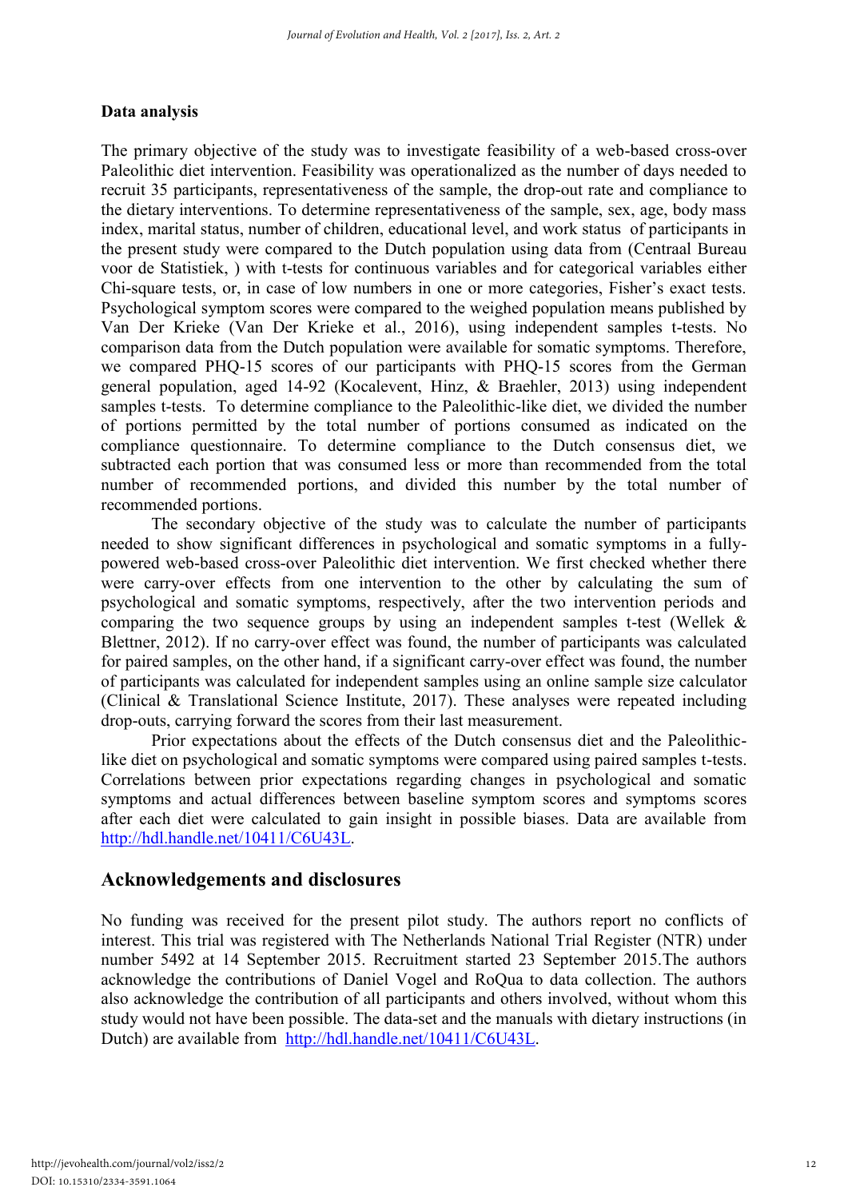**Data analysis**

The primary objective of the study was to investigate feasibility of a web-based cross-over Paleolithic diet intervention. Feasibility was operationalized as the number of days needed to recruit 35 participants, representativeness of the sample, the drop-out rate and compliance to the dietary interventions. To determine representativeness of the sample, sex, age, body mass index, marital status, number of children, educational level, and work status of participants in the present study were compared to the Dutch population using data from (Centraal Bureau voor de Statistiek, ) with t-tests for continuous variables and for categorical variables either Chi-square tests, or, in case of low numbers in one or more categories, Fisher's exact tests. Psychological symptom scores were compared to the weighed population means published by Van Der Krieke (Van Der Krieke et al., 2016), using independent samples t-tests. No comparison data from the Dutch population were available for somatic symptoms. Therefore, we compared PHQ-15 scores of our participants with PHQ-15 scores from the German general population, aged 14-92 (Kocalevent, Hinz, & Braehler, 2013) using independent samples t-tests. To determine compliance to the Paleolithic-like diet, we divided the number of portions permitted by the total number of portions consumed as indicated on the compliance questionnaire. To determine compliance to the Dutch consensus diet, we subtracted each portion that was consumed less or more than recommended from the total number of recommended portions, and divided this number by the total number of recommended portions.

The secondary objective of the study was to calculate the number of participants needed to show significant differences in psychological and somatic symptoms in a fully-powered web-based cross-over Paleolithic diet intervention. We first checked whether there were carry-over effects from one intervention to the other by calculating the sum of psychological and somatic symptoms, respectively, after the two intervention periods and comparing the two sequence groups by using an independent samples t-test (Wellek & Blettner, 2012). If no carry-over effect was found, the number of participants was calculated for paired samples, on the other hand, if a significant carry-over effect was found, the number of participants was calculated for independent samples using an online sample size calculator (Clinical & Translational Science Institute, 2017). These analyses were repeated including drop-outs, carrying forward the scores from their last measurement.

Prior expectations about the effects of the Dutch consensus diet and the Paleolithic-like diet on psychological and somatic symptoms were compared using paired samples t-tests. Correlations between prior expectations regarding changes in psychological and somatic symptoms and actual differences between baseline symptom scores and symptoms scores after each diet were calculated to gain insight in possible biases. Data are available from http://hdl.handle.net/10411/C6U43L.

## Acknowledgements and disclosures

No funding was received for the present pilot study. The authors report no conflicts of interest. This trial was registered with The Netherlands National Trial Register (NTR) under number 5492 at 14 September 2015. Recruitment started 23 September 2015.The authors acknowledge the contributions of Daniel Vogel and RoQua to data collection. The authors also acknowledge the contribution of all participants and others involved, without whom this study would not have been possible. The data-set and the manuals with dietary instructions (in Dutch) are available from http://hdl.handle.net/10411/C6U43L.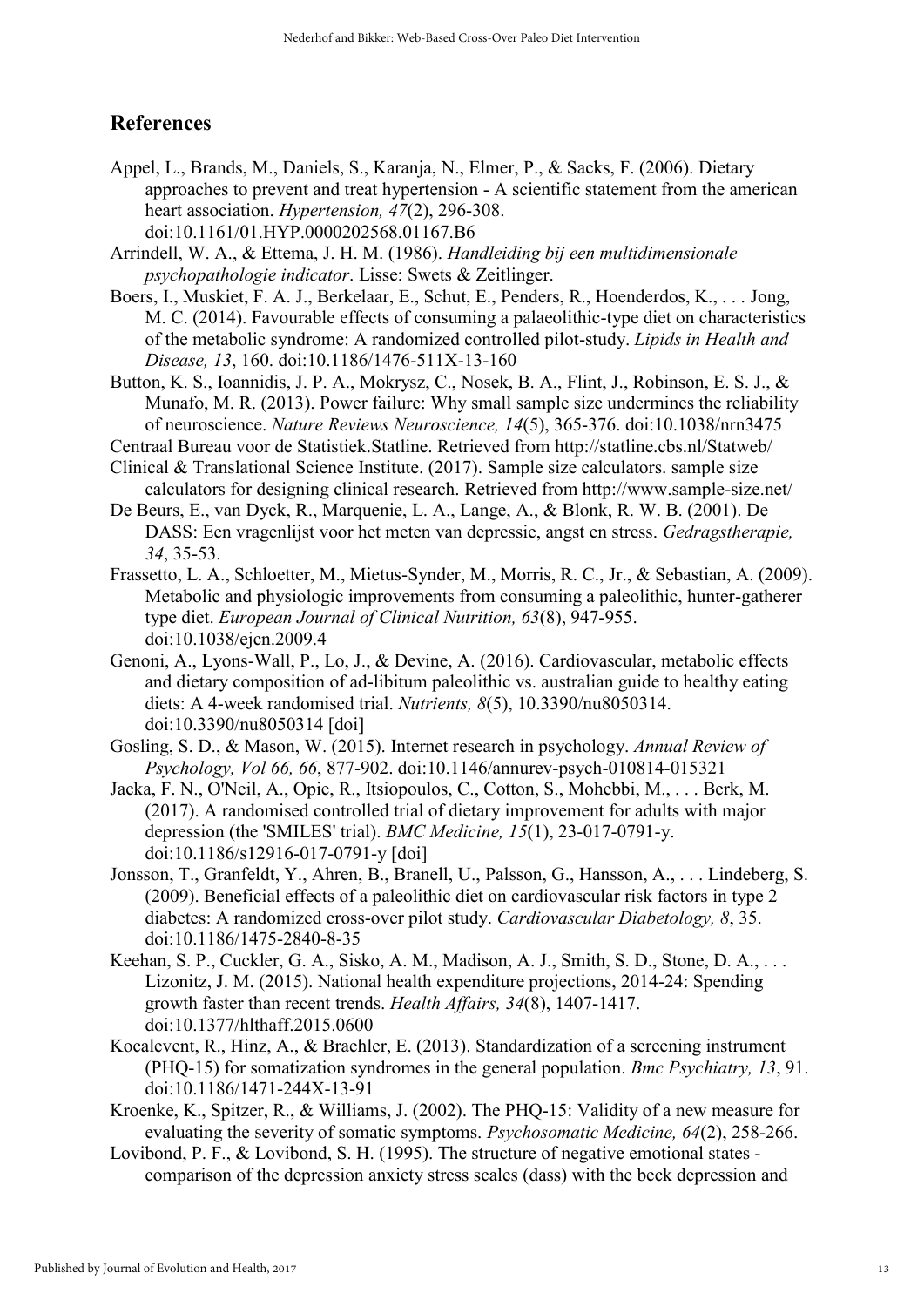## References

Appel, L., Brands, M., Daniels, S., Karanja, N., Elmer, P., & Sacks, F. (2006). Dietary approaches to prevent and treat hypertension - A scientific statement from the american heart association. *Hypertension, 47*(2), 296-308. doi:10.1161/01.HYP.0000202568.01167.B6

Arrindell, W. A., & Ettema, J. H. M. (1986). *Handleiding bij een multidimensionale psychopathologie indicator*. Lisse: Swets & Zeitlinger.

Boers, I., Muskiet, F. A. J., Berkelaar, E., Schut, E., Penders, R., Hoenderdos, K., . . . Jong, M. C. (2014). Favourable effects of consuming a palaeolithic-type diet on characteristics of the metabolic syndrome: A randomized controlled pilot-study. *Lipids in Health and Disease, 13*, 160. doi:10.1186/1476-511X-13-160

Button, K. S., Ioannidis, J. P. A., Mokrysz, C., Nosek, B. A., Flint, J., Robinson, E. S. J., & Munafo, M. R. (2013). Power failure: Why small sample size undermines the reliability of neuroscience. *Nature Reviews Neuroscience, 14*(5), 365-376. doi:10.1038/nrn3475

Centraal Bureau voor de Statistiek.Statline. Retrieved from http://statline.cbs.nl/Statweb/

Clinical & Translational Science Institute. (2017). Sample size calculators. sample size calculators for designing clinical research. Retrieved from http://www.sample-size.net/

De Beurs, E., van Dyck, R., Marquenie, L. A., Lange, A., & Blonk, R. W. B. (2001). De DASS: Een vragenlijst voor het meten van depressie, angst en stress. *Gedragstherapie, 34*, 35-53.

Frassetto, L. A., Schloetter, M., Mietus-Synder, M., Morris, R. C., Jr., & Sebastian, A. (2009). Metabolic and physiologic improvements from consuming a paleolithic, hunter-gatherer type diet. *European Journal of Clinical Nutrition, 63*(8), 947-955. doi:10.1038/ejcn.2009.4

Genoni, A., Lyons-Wall, P., Lo, J., & Devine, A. (2016). Cardiovascular, metabolic effects and dietary composition of ad-libitum paleolithic vs. australian guide to healthy eating diets: A 4-week randomised trial. *Nutrients, 8*(5), 10.3390/nu8050314. doi:10.3390/nu8050314 [doi]

Gosling, S. D., & Mason, W. (2015). Internet research in psychology. *Annual Review of Psychology, Vol 66, 66*, 877-902. doi:10.1146/annurev-psych-010814-015321

Jacka, F. N., O'Neil, A., Opie, R., Itsiopoulos, C., Cotton, S., Mohebbi, M., . . . Berk, M. (2017). A randomised controlled trial of dietary improvement for adults with major depression (the 'SMILES' trial). *BMC Medicine, 15*(1), 23-017-0791-y. doi:10.1186/s12916-017-0791-y [doi]

Jonsson, T., Granfeldt, Y., Ahren, B., Branell, U., Palsson, G., Hansson, A., . . . Lindeberg, S. (2009). Beneficial effects of a paleolithic diet on cardiovascular risk factors in type 2 diabetes: A randomized cross-over pilot study. *Cardiovascular Diabetology, 8*, 35. doi:10.1186/1475-2840-8-35

Keehan, S. P., Cuckler, G. A., Sisko, A. M., Madison, A. J., Smith, S. D., Stone, D. A., . . . Lizonitz, J. M. (2015). National health expenditure projections, 2014-24: Spending growth faster than recent trends. *Health Affairs, 34*(8), 1407-1417. doi:10.1377/hlthaff.2015.0600

Kocalevent, R., Hinz, A., & Braehler, E. (2013). Standardization of a screening instrument (PHQ-15) for somatization syndromes in the general population. *Bmc Psychiatry, 13*, 91. doi:10.1186/1471-244X-13-91

Kroenke, K., Spitzer, R., & Williams, J. (2002). The PHQ-15: Validity of a new measure for evaluating the severity of somatic symptoms. *Psychosomatic Medicine, 64*(2), 258-266.

Lovibond, P. F., & Lovibond, S. H. (1995). The structure of negative emotional states - comparison of the depression anxiety stress scales (dass) with the beck depression and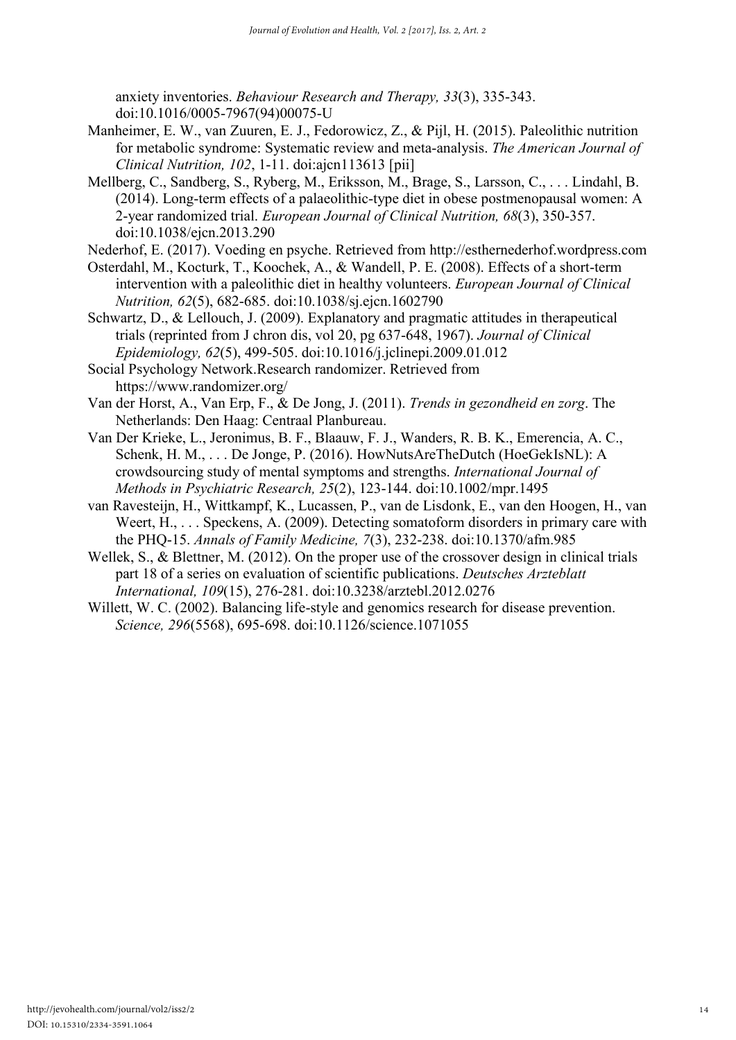anxiety inventories. *Behaviour Research and Therapy, 33*(3), 335-343. doi:10.1016/0005-7967(94)00075-U

Manheimer, E. W., van Zuuren, E. J., Fedorowicz, Z., & Pijl, H. (2015). Paleolithic nutrition for metabolic syndrome: Systematic review and meta-analysis. *The American Journal of Clinical Nutrition, 102*, 1-11. doi:ajcn113613 [pii]

Mellberg, C., Sandberg, S., Ryberg, M., Eriksson, M., Brage, S., Larsson, C., . . . Lindahl, B. (2014). Long-term effects of a palaeolithic-type diet in obese postmenopausal women: A 2-year randomized trial. *European Journal of Clinical Nutrition, 68*(3), 350-357. doi:10.1038/ejcn.2013.290

Nederhof, E. (2017). Voeding en psyche. Retrieved from http://esthernederhof.wordpress.com

Osterdahl, M., Kocturk, T., Koochek, A., & Wandell, P. E. (2008). Effects of a short-term intervention with a paleolithic diet in healthy volunteers. *European Journal of Clinical Nutrition, 62*(5), 682-685. doi:10.1038/sj.ejcn.1602790

Schwartz, D., & Lellouch, J. (2009). Explanatory and pragmatic attitudes in therapeutical trials (reprinted from J chron dis, vol 20, pg 637-648, 1967). *Journal of Clinical Epidemiology, 62*(5), 499-505. doi:10.1016/j.jclinepi.2009.01.012

Social Psychology Network.Research randomizer. Retrieved from https://www.randomizer.org/

Van der Horst, A., Van Erp, F., & De Jong, J. (2011). *Trends in gezondheid en zorg*. The Netherlands: Den Haag: Centraal Planbureau.

Van Der Krieke, L., Jeronimus, B. F., Blaauw, F. J., Wanders, R. B. K., Emerencia, A. C., Schenk, H. M., . . . De Jonge, P. (2016). HowNutsAreTheDutch (HoeGekIsNL): A crowdsourcing study of mental symptoms and strengths. *International Journal of Methods in Psychiatric Research, 25*(2), 123-144. doi:10.1002/mpr.1495

van Ravesteijn, H., Wittkampf, K., Lucassen, P., van de Lisdonk, E., van den Hoogen, H., van Weert, H., . . . Speckens, A. (2009). Detecting somatoform disorders in primary care with the PHQ-15. *Annals of Family Medicine, 7*(3), 232-238. doi:10.1370/afm.985

Wellek, S., & Blettner, M. (2012). On the proper use of the crossover design in clinical trials part 18 of a series on evaluation of scientific publications. *Deutsches Arzteblatt International, 109*(15), 276-281. doi:10.3238/arztebl.2012.0276

Willett, W. C. (2002). Balancing life-style and genomics research for disease prevention. *Science, 296*(5568), 695-698. doi:10.1126/science.1071055